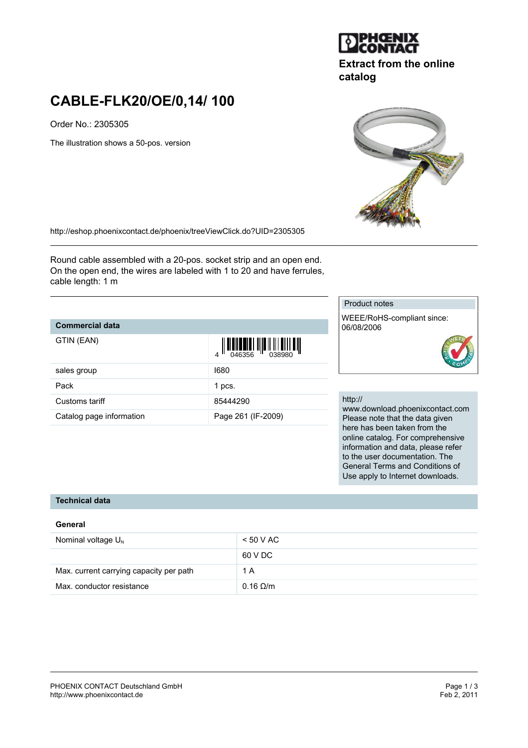Extract from the online catalog

# CABLE-FLK20/OE/0,14/ 100

Order No.: 2305305

The illustration shows a 50-pos. version

http://eshop.phoenixcontact.de/phoenix/treeViewClick.do?UID=2305305

Round cable assembled with a 20-pos. socket strip and an open end. On the open end, the wires are labeled with 1 to 20 and have ferrules, cable length: 1 m

## Commercial data

| Commercial data | |
|---|---|
| GTIN (EAN) | 4 046356 038980 |
| sales group | I680 |
| Pack | 1 pcs. |
| Customs tariff | 85444290 |
| Catalog page information | Page 261 (IF-2009) |

**Product notes**

WEEE/RoHS-compliant since: 06/08/2006

http://www.download.phoenixcontact.com
Please note that the data given here has been taken from the online catalog. For comprehensive information and data, please refer to the user documentation. The General Terms and Conditions of Use apply to Internet downloads.

## Technical data

### General

| | |
|---|---|
| Nominal voltage $U_N$ | < 50 V AC |
| | 60 V DC |
| Max. current carrying capacity per path | 1 A |
| Max. conductor resistance | 0.16 Ω/m |

PHOENIX CONTACT Deutschland GmbH
http://www.phoenixcontact.de

Feb 2, 2011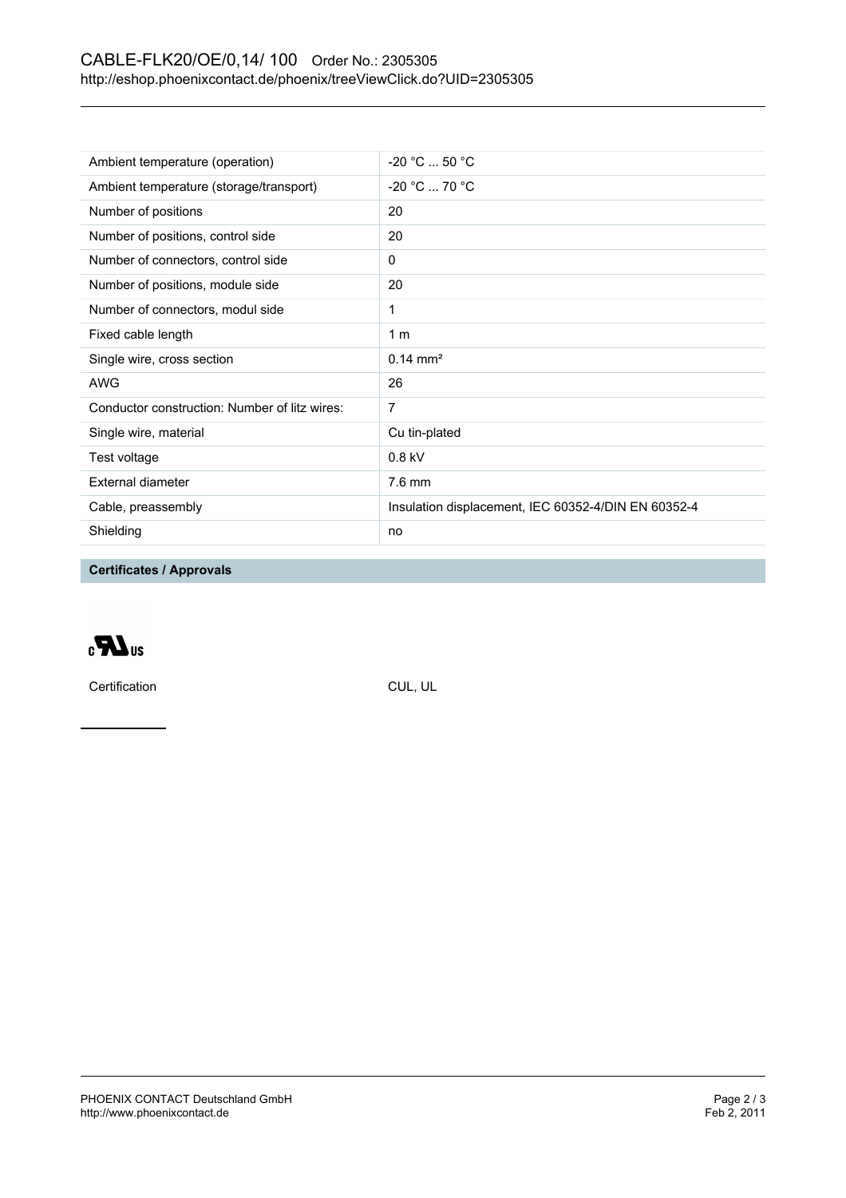| | |
|---|---|
| Ambient temperature (operation) | -20 °C ... 50 °C |
| Ambient temperature (storage/transport) | -20 °C ... 70 °C |
| Number of positions | 20 |
| Number of positions, control side | 20 |
| Number of connectors, control side | 0 |
| Number of positions, module side | 20 |
| Number of connectors, modul side | 1 |
| Fixed cable length | 1 m |
| Single wire, cross section | 0.14 mm² |
| AWG | 26 |
| Conductor construction: Number of litz wires: | 7 |
| Single wire, material | Cu tin-plated |
| Test voltage | 0.8 kV |
| External diameter | 7.6 mm |
| Cable, preassembly | Insulation displacement, IEC 60352-4/DIN EN 60352-4 |
| Shielding | no |

**Certificates / Approvals**

Certification CUL, UL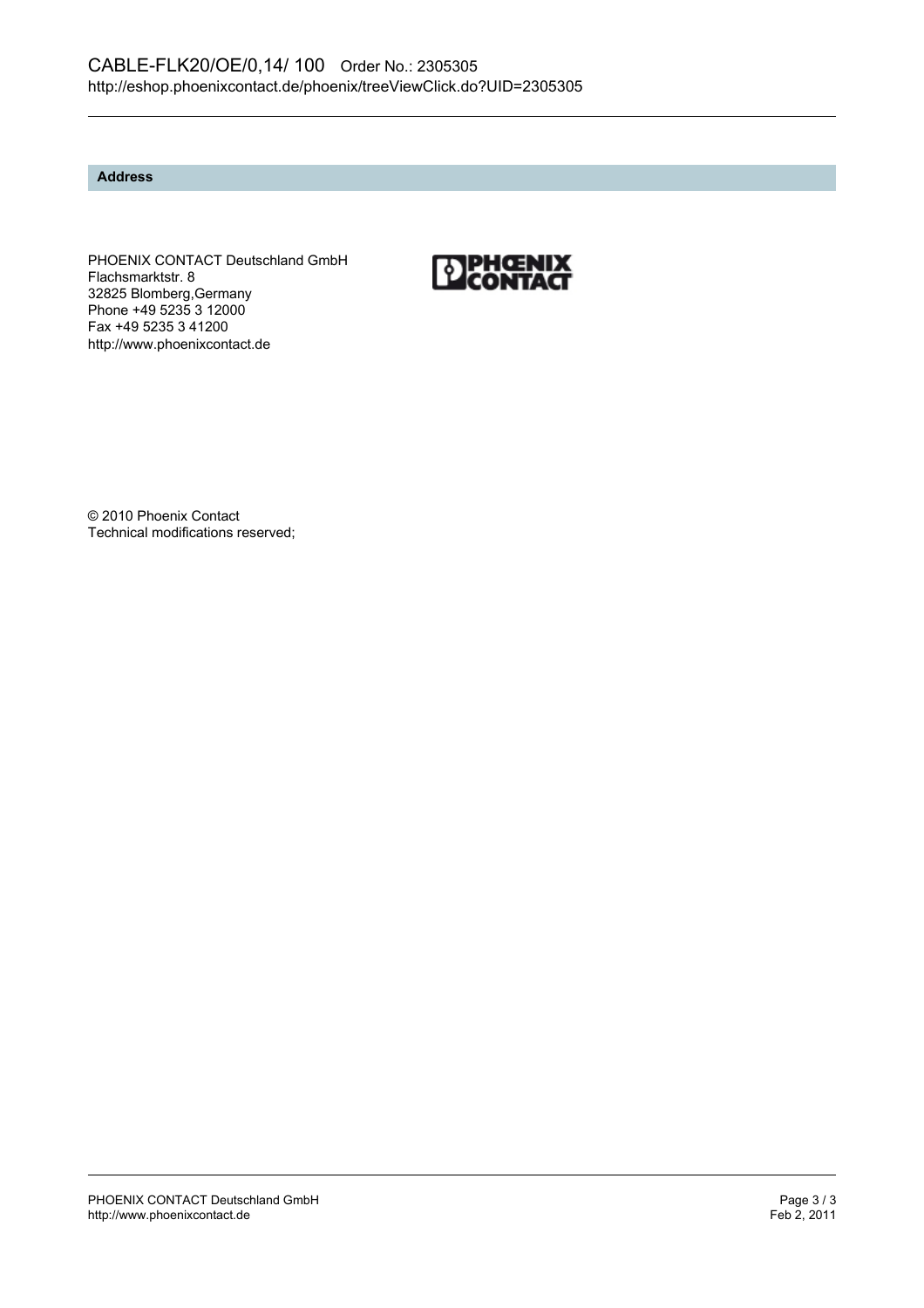## Address

PHOENIX CONTACT Deutschland GmbH
Flachsmarktstr. 8
32825 Blomberg,Germany
Phone +49 5235 3 12000
Fax +49 5235 3 41200
http://www.phoenixcontact.de

© 2010 Phoenix Contact
Technical modifications reserved;